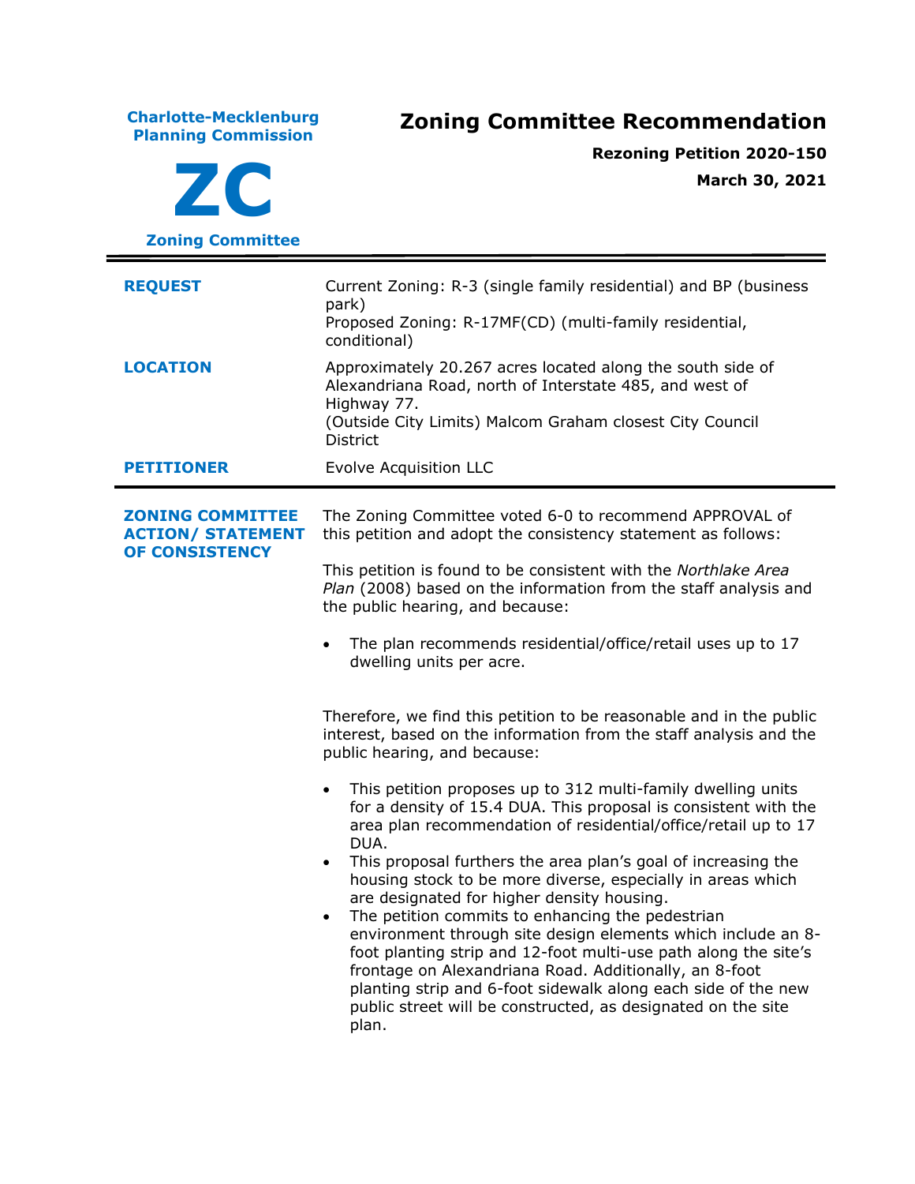**Charlote-Mecklenburg Planning Commission**

**ZC**

**Zoning Committee**

# Zoning Committee Recommendation

**Rezoning Petition 2020-150**

**March 30, 2021**

---

| | |
|---|---|
| **REQUEST** | Current Zoning: R-3 (single family residential) and BP (business park)<br>Proposed Zoning: R-17MF(CD) (multi-family residential, conditional) |
| **LOCATION** | Approximately 20.267 acres located along the south side of Alexandriana Road, north of Interstate 485, and west of Highway 77.<br>(Outside City Limits) Malcom Graham closest City Council District |
| **PETITIONER** | Evolve Acquisition LLC |

---

**ZONING COMMITTEE ACTION/ STATEMENT OF CONSISTENCY**

The Zoning Committee voted 6-0 to recommend APPROVAL of this petition and adopt the consistency statement as follows:

This petition is found to be consistent with the *Northlake Area Plan* (2008) based on the information from the staff analysis and the public hearing, and because:

- The plan recommends residential/office/retail uses up to 17 dwelling units per acre.

Therefore, we find this petition to be reasonable and in the public interest, based on the information from the staff analysis and the public hearing, and because:

- This petition proposes up to 312 multi-family dwelling units for a density of 15.4 DUA. This proposal is consistent with the area plan recommendation of residential/office/retail up to 17 DUA.
- This proposal furthers the area plan's goal of increasing the housing stock to be more diverse, especially in areas which are designated for higher density housing.
- The petition commits to enhancing the pedestrian environment through site design elements which include an 8-foot planting strip and 12-foot multi-use path along the site's frontage on Alexandriana Road. Additionally, an 8-foot planting strip and 6-foot sidewalk along each side of the new public street will be constructed, as designated on the site plan.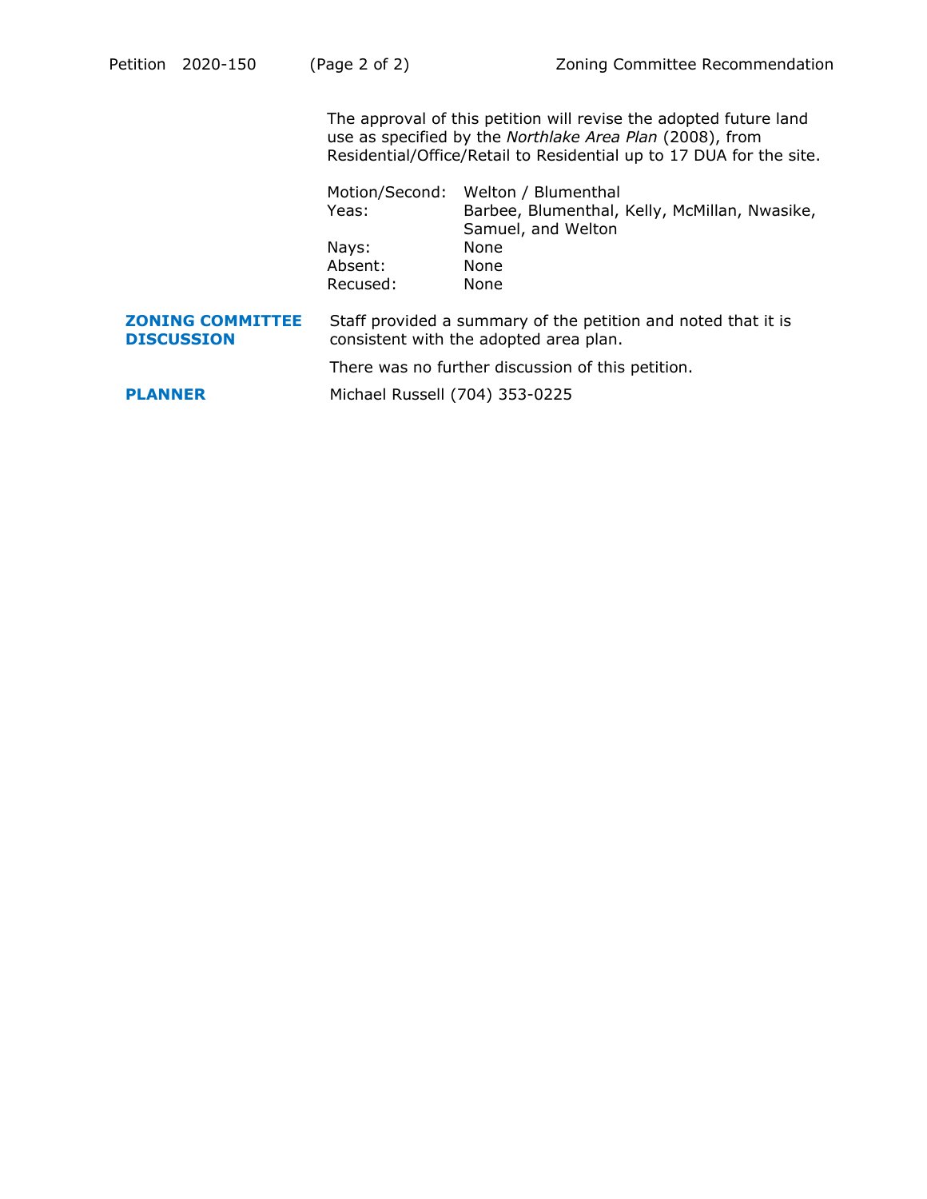The approval of this petition will revise the adopted future land use as specified by the *Northlake Area Plan* (2008), from Residential/Office/Retail to Residential up to 17 DUA for the site.

| | |
|---|---|
| Motion/Second: | Welton / Blumenthal |
| Yeas: | Barbee, Blumenthal, Kelly, McMillan, Nwasike, Samuel, and Welton |
| Nays: | None |
| Absent: | None |
| Recused: | None |

**ZONING COMMITTEE DISCUSSION**

Staff provided a summary of the petition and noted that it is consistent with the adopted area plan.

There was no further discussion of this petition.

**PLANNER**

Michael Russell (704) 353-0225